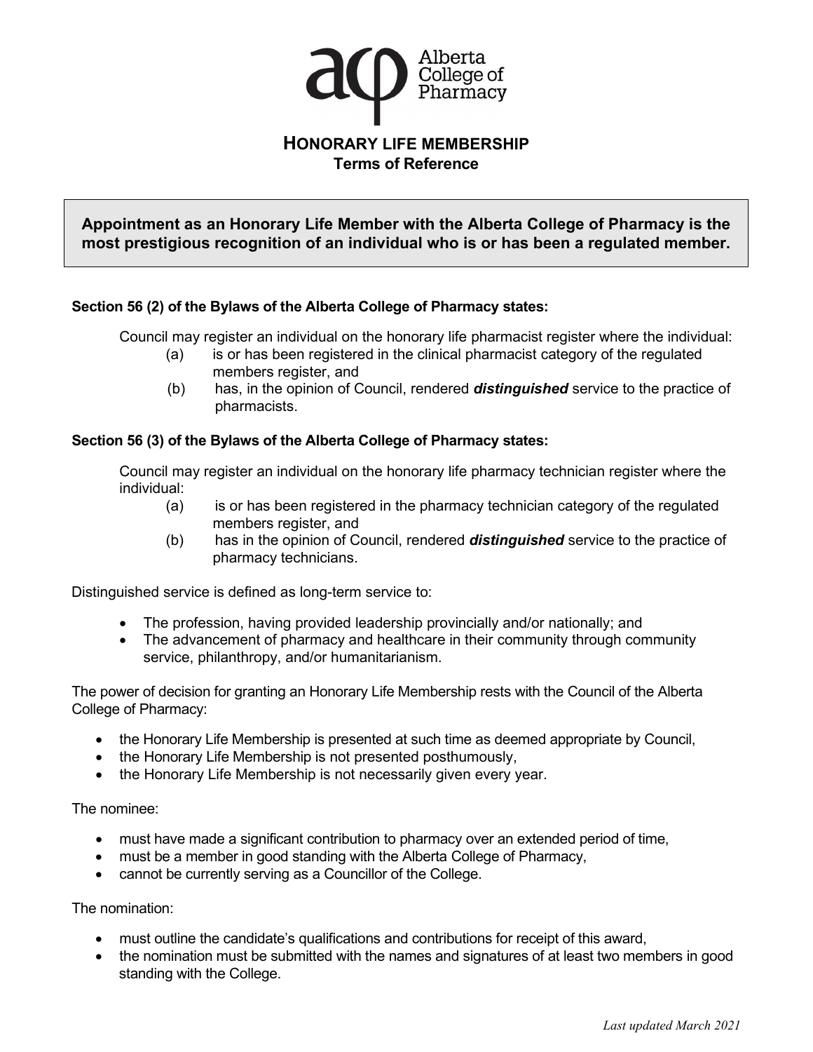# HONORARY LIFE MEMBERSHIP

## Terms of Reference

**Appointment as an Honorary Life Member with the Alberta College of Pharmacy is the most prestigious recognition of an individual who is or has been a regulated member.**

**Section 56 (2) of the Bylaws of the Alberta College of Pharmacy states:**

Council may register an individual on the honorary life pharmacist register where the individual:

(a) is or has been registered in the clinical pharmacist category of the regulated members register, and

(b) has, in the opinion of Council, rendered ***distinguished*** service to the practice of pharmacists.

**Section 56 (3) of the Bylaws of the Alberta College of Pharmacy states:**

Council may register an individual on the honorary life pharmacy technician register where the individual:

(a) is or has been registered in the pharmacy technician category of the regulated members register, and

(b) has in the opinion of Council, rendered ***distinguished*** service to the practice of pharmacy technicians.

Distinguished service is defined as long-term service to:

- The profession, having provided leadership provincially and/or nationally; and
- The advancement of pharmacy and healthcare in their community through community service, philanthropy, and/or humanitarianism.

The power of decision for granting an Honorary Life Membership rests with the Council of the Alberta College of Pharmacy:

- the Honorary Life Membership is presented at such time as deemed appropriate by Council,
- the Honorary Life Membership is not presented posthumously,
- the Honorary Life Membership is not necessarily given every year.

The nominee:

- must have made a significant contribution to pharmacy over an extended period of time,
- must be a member in good standing with the Alberta College of Pharmacy,
- cannot be currently serving as a Councillor of the College.

The nomination:

- must outline the candidate's qualifications and contributions for receipt of this award,
- the nomination must be submitted with the names and signatures of at least two members in good standing with the College.

*Last updated March 2021*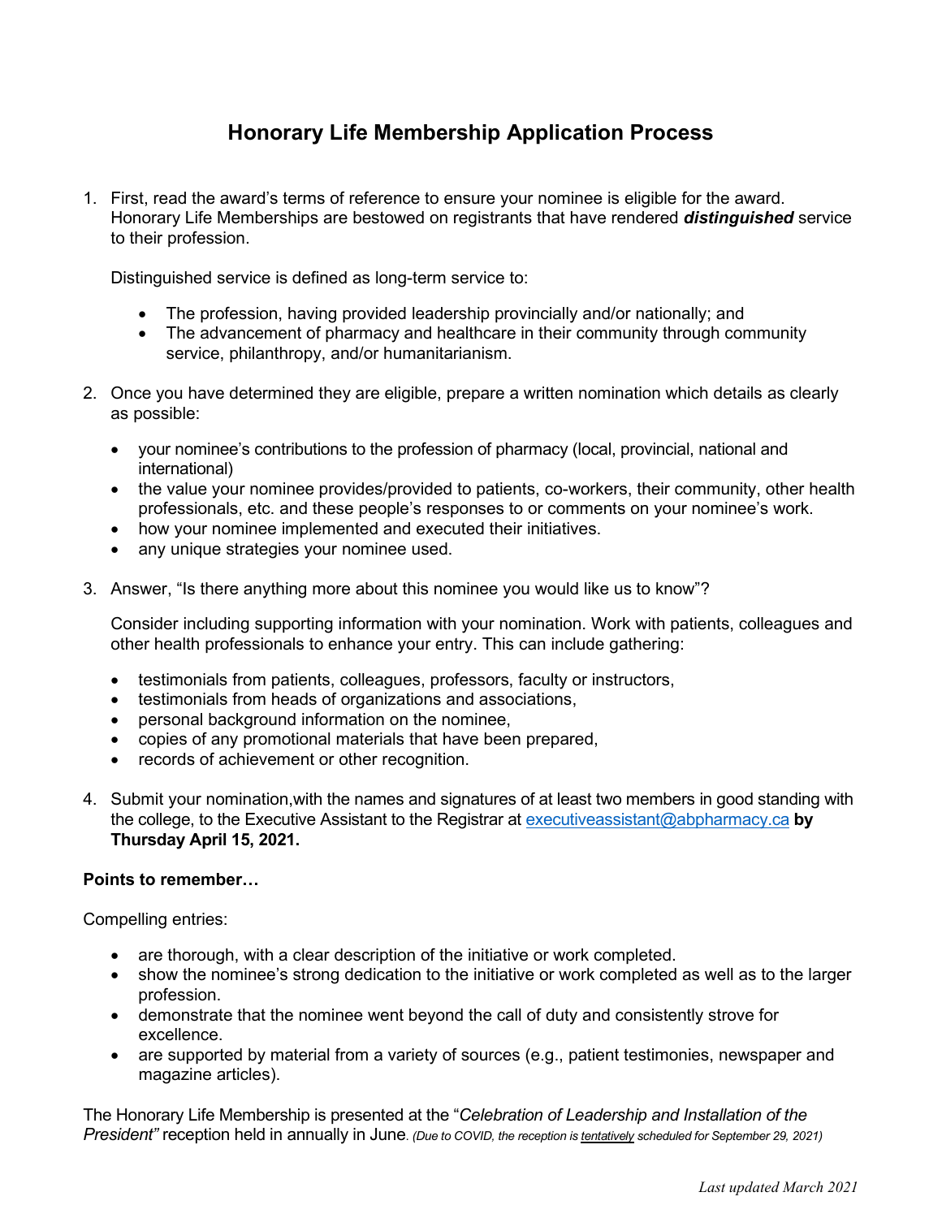# Honorary Life Membership Application Process

1. First, read the award's terms of reference to ensure your nominee is eligible for the award. Honorary Life Memberships are bestowed on registrants that have rendered ***distinguished*** service to their profession.

   Distinguished service is defined as long-term service to:

   - The profession, having provided leadership provincially and/or nationally; and
   - The advancement of pharmacy and healthcare in their community through community service, philanthropy, and/or humanitarianism.

2. Once you have determined they are eligible, prepare a written nomination which details as clearly as possible:

   - your nominee's contributions to the profession of pharmacy (local, provincial, national and international)
   - the value your nominee provides/provided to patients, co-workers, their community, other health professionals, etc. and these people's responses to or comments on your nominee's work.
   - how your nominee implemented and executed their initiatives.
   - any unique strategies your nominee used.

3. Answer, "Is there anything more about this nominee you would like us to know"?

   Consider including supporting information with your nomination. Work with patients, colleagues and other health professionals to enhance your entry. This can include gathering:

   - testimonials from patients, colleagues, professors, faculty or instructors,
   - testimonials from heads of organizations and associations,
   - personal background information on the nominee,
   - copies of any promotional materials that have been prepared,
   - records of achievement or other recognition.

4. Submit your nomination,with the names and signatures of at least two members in good standing with the college, to the Executive Assistant to the Registrar at executiveassistant@abpharmacy.ca **by Thursday April 15, 2021.**

**Points to remember…**

Compelling entries:

- are thorough, with a clear description of the initiative or work completed.
- show the nominee's strong dedication to the initiative or work completed as well as to the larger profession.
- demonstrate that the nominee went beyond the call of duty and consistently strove for excellence.
- are supported by material from a variety of sources (e.g., patient testimonies, newspaper and magazine articles).

The Honorary Life Membership is presented at the "*Celebration of Leadership and Installation of the President"* reception held in annually in June. *(Due to COVID, the reception is tentatively scheduled for September 29, 2021)*

*Last updated March 2021*